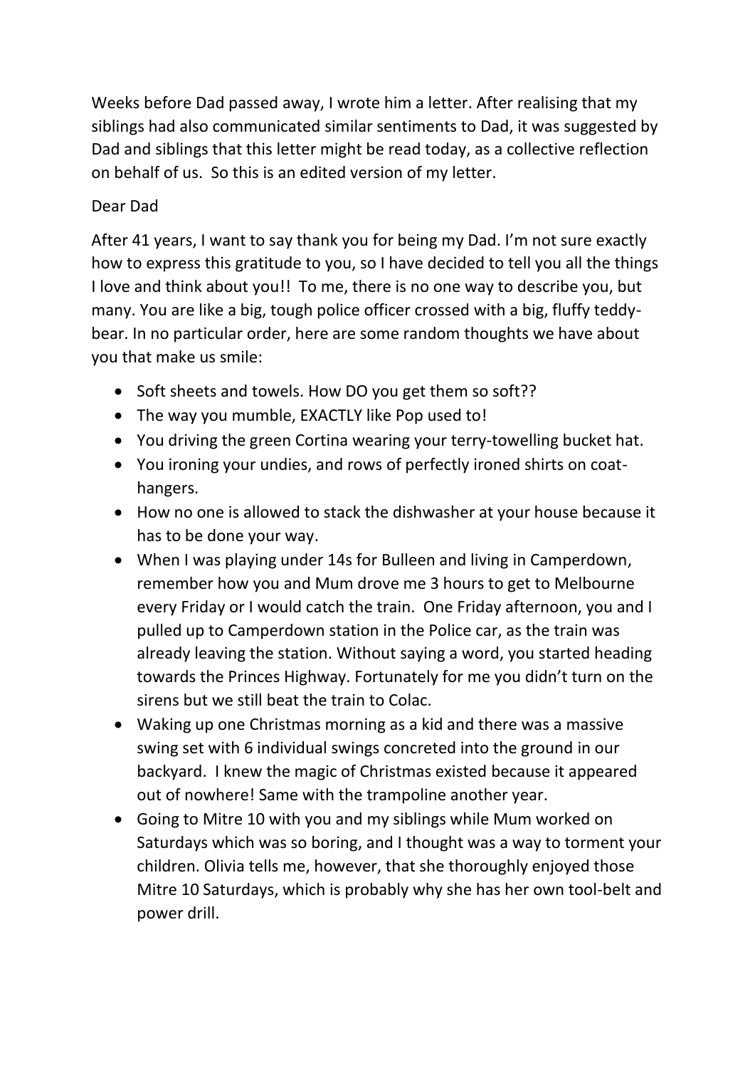Weeks before Dad passed away, I wrote him a letter. After realising that my siblings had also communicated similar sentiments to Dad, it was suggested by Dad and siblings that this letter might be read today, as a collective reflection on behalf of us. So this is an edited version of my letter.

Dear Dad

After 41 years, I want to say thank you for being my Dad. I'm not sure exactly how to express this gratitude to you, so I have decided to tell you all the things I love and think about you!! To me, there is no one way to describe you, but many. You are like a big, tough police officer crossed with a big, fluffy teddy-bear. In no particular order, here are some random thoughts we have about you that make us smile:

- Soft sheets and towels. How DO you get them so soft??
- The way you mumble, EXACTLY like Pop used to!
- You driving the green Cortina wearing your terry-towelling bucket hat.
- You ironing your undies, and rows of perfectly ironed shirts on coat-hangers.
- How no one is allowed to stack the dishwasher at your house because it has to be done your way.
- When I was playing under 14s for Bulleen and living in Camperdown, remember how you and Mum drove me 3 hours to get to Melbourne every Friday or I would catch the train. One Friday afternoon, you and I pulled up to Camperdown station in the Police car, as the train was already leaving the station. Without saying a word, you started heading towards the Princes Highway. Fortunately for me you didn't turn on the sirens but we still beat the train to Colac.
- Waking up one Christmas morning as a kid and there was a massive swing set with 6 individual swings concreted into the ground in our backyard. I knew the magic of Christmas existed because it appeared out of nowhere! Same with the trampoline another year.
- Going to Mitre 10 with you and my siblings while Mum worked on Saturdays which was so boring, and I thought was a way to torment your children. Olivia tells me, however, that she thoroughly enjoyed those Mitre 10 Saturdays, which is probably why she has her own tool-belt and power drill.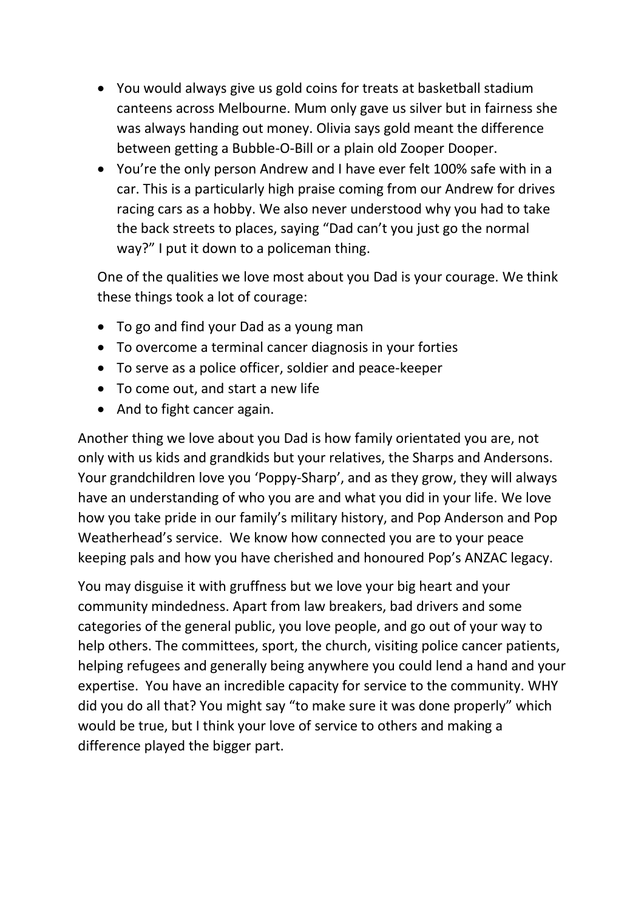- You would always give us gold coins for treats at basketball stadium canteens across Melbourne. Mum only gave us silver but in fairness she was always handing out money. Olivia says gold meant the difference between getting a Bubble-O-Bill or a plain old Zooper Dooper.
- You're the only person Andrew and I have ever felt 100% safe with in a car. This is a particularly high praise coming from our Andrew for drives racing cars as a hobby. We also never understood why you had to take the back streets to places, saying "Dad can't you just go the normal way?" I put it down to a policeman thing.

  One of the qualities we love most about you Dad is your courage. We think these things took a lot of courage:

- To go and find your Dad as a young man
- To overcome a terminal cancer diagnosis in your forties
- To serve as a police officer, soldier and peace-keeper
- To come out, and start a new life
- And to fight cancer again.

Another thing we love about you Dad is how family orientated you are, not only with us kids and grandkids but your relatives, the Sharps and Andersons. Your grandchildren love you 'Poppy-Sharp', and as they grow, they will always have an understanding of who you are and what you did in your life. We love how you take pride in our family's military history, and Pop Anderson and Pop Weatherhead's service. We know how connected you are to your peace keeping pals and how you have cherished and honoured Pop's ANZAC legacy.

You may disguise it with gruffness but we love your big heart and your community mindedness. Apart from law breakers, bad drivers and some categories of the general public, you love people, and go out of your way to help others. The committees, sport, the church, visiting police cancer patients, helping refugees and generally being anywhere you could lend a hand and your expertise. You have an incredible capacity for service to the community. WHY did you do all that? You might say "to make sure it was done properly" which would be true, but I think your love of service to others and making a difference played the bigger part.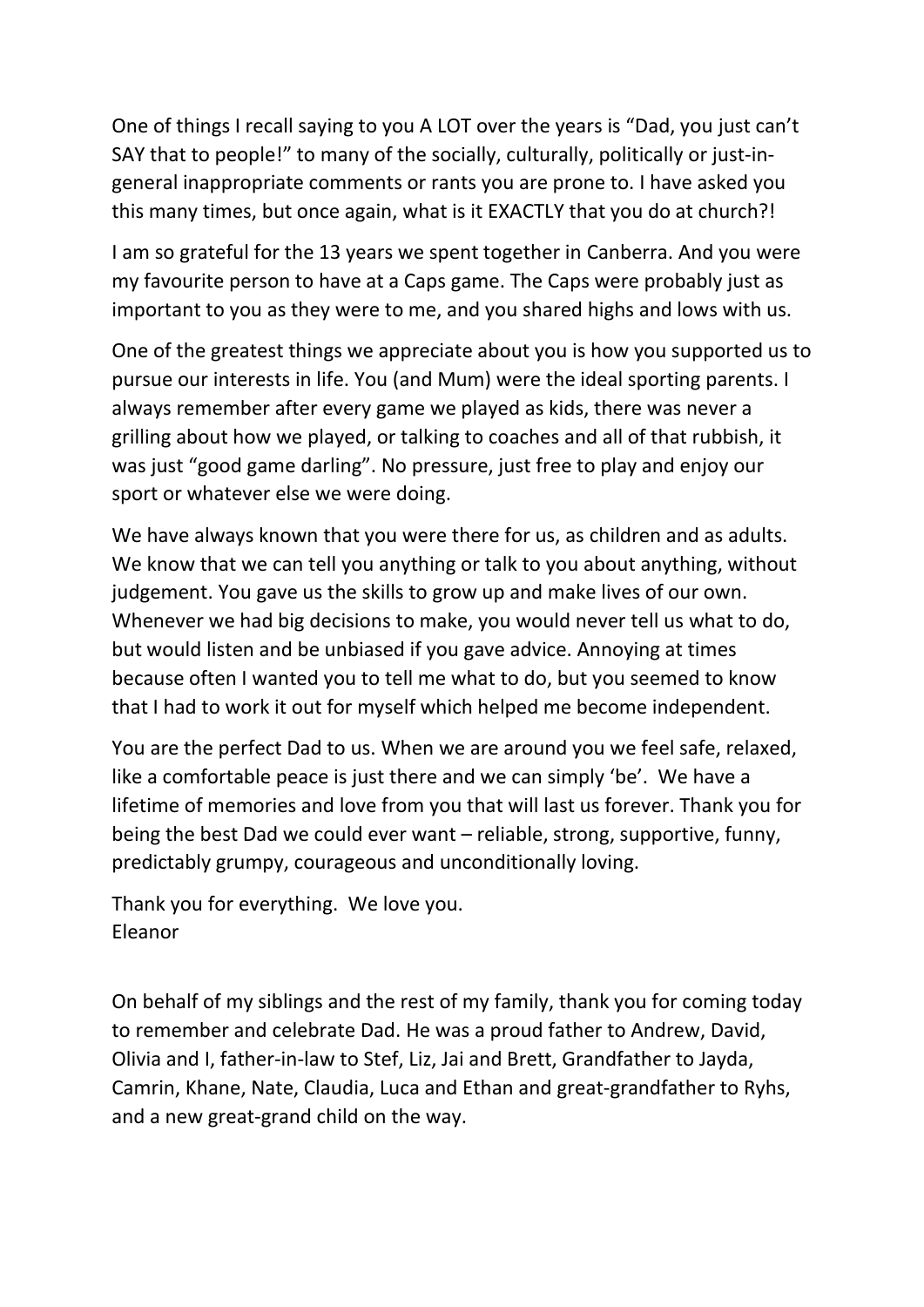One of things I recall saying to you A LOT over the years is "Dad, you just can't SAY that to people!" to many of the socially, culturally, politically or just-in-general inappropriate comments or rants you are prone to. I have asked you this many times, but once again, what is it EXACTLY that you do at church?!

I am so grateful for the 13 years we spent together in Canberra. And you were my favourite person to have at a Caps game. The Caps were probably just as important to you as they were to me, and you shared highs and lows with us.

One of the greatest things we appreciate about you is how you supported us to pursue our interests in life. You (and Mum) were the ideal sporting parents. I always remember after every game we played as kids, there was never a grilling about how we played, or talking to coaches and all of that rubbish, it was just "good game darling". No pressure, just free to play and enjoy our sport or whatever else we were doing.

We have always known that you were there for us, as children and as adults. We know that we can tell you anything or talk to you about anything, without judgement. You gave us the skills to grow up and make lives of our own. Whenever we had big decisions to make, you would never tell us what to do, but would listen and be unbiased if you gave advice. Annoying at times because often I wanted you to tell me what to do, but you seemed to know that I had to work it out for myself which helped me become independent.

You are the perfect Dad to us. When we are around you we feel safe, relaxed, like a comfortable peace is just there and we can simply 'be'. We have a lifetime of memories and love from you that will last us forever. Thank you for being the best Dad we could ever want – reliable, strong, supportive, funny, predictably grumpy, courageous and unconditionally loving.

Thank you for everything. We love you.
Eleanor

On behalf of my siblings and the rest of my family, thank you for coming today to remember and celebrate Dad. He was a proud father to Andrew, David, Olivia and I, father-in-law to Stef, Liz, Jai and Brett, Grandfather to Jayda, Camrin, Khane, Nate, Claudia, Luca and Ethan and great-grandfather to Ryhs, and a new great-grand child on the way.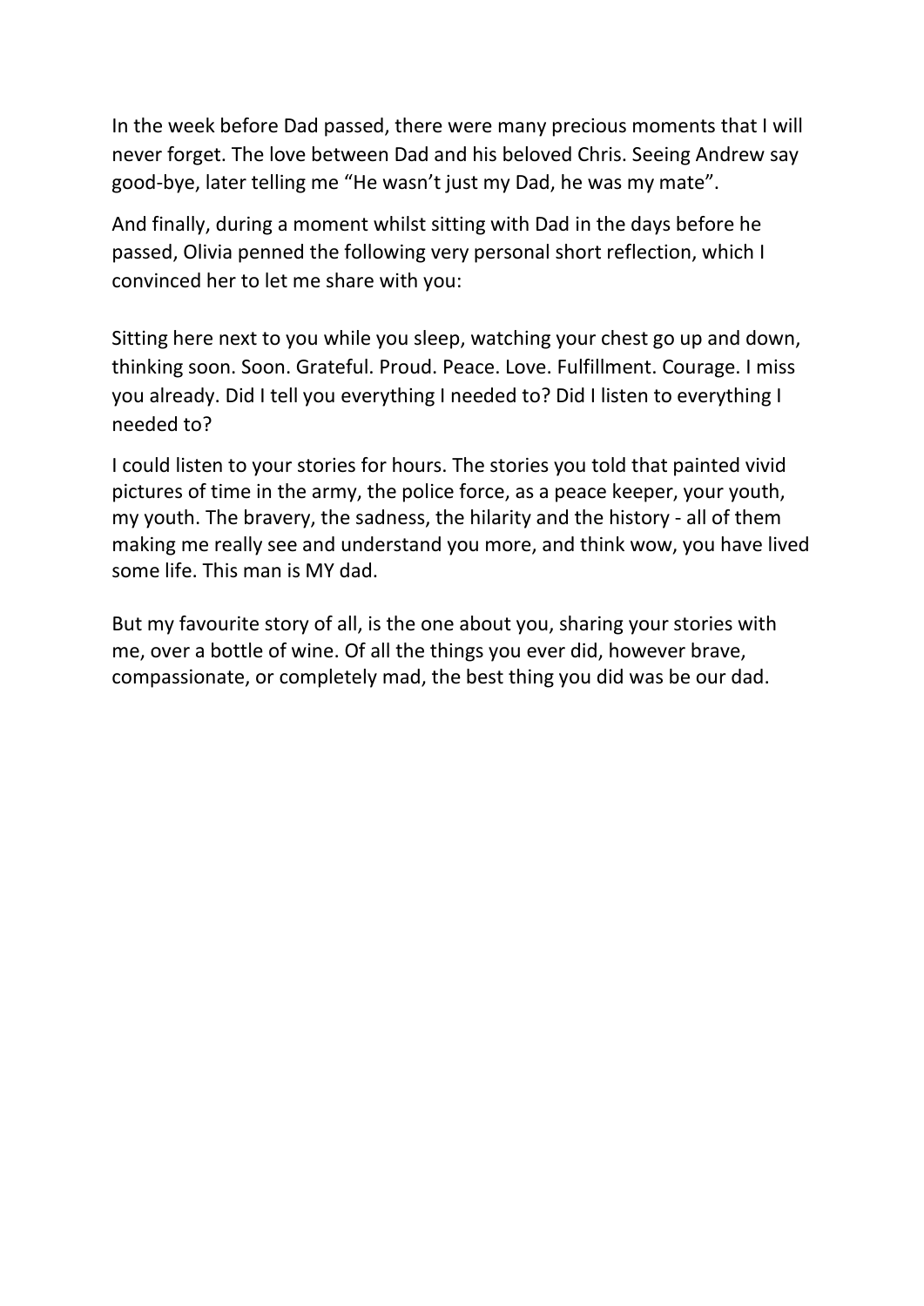In the week before Dad passed, there were many precious moments that I will never forget. The love between Dad and his beloved Chris. Seeing Andrew say good-bye, later telling me "He wasn't just my Dad, he was my mate".

And finally, during a moment whilst sitting with Dad in the days before he passed, Olivia penned the following very personal short reflection, which I convinced her to let me share with you:

Sitting here next to you while you sleep, watching your chest go up and down, thinking soon. Soon. Grateful. Proud. Peace. Love. Fulfillment. Courage. I miss you already. Did I tell you everything I needed to? Did I listen to everything I needed to?

I could listen to your stories for hours. The stories you told that painted vivid pictures of time in the army, the police force, as a peace keeper, your youth, my youth. The bravery, the sadness, the hilarity and the history - all of them making me really see and understand you more, and think wow, you have lived some life. This man is MY dad.

But my favourite story of all, is the one about you, sharing your stories with me, over a bottle of wine. Of all the things you ever did, however brave, compassionate, or completely mad, the best thing you did was be our dad.